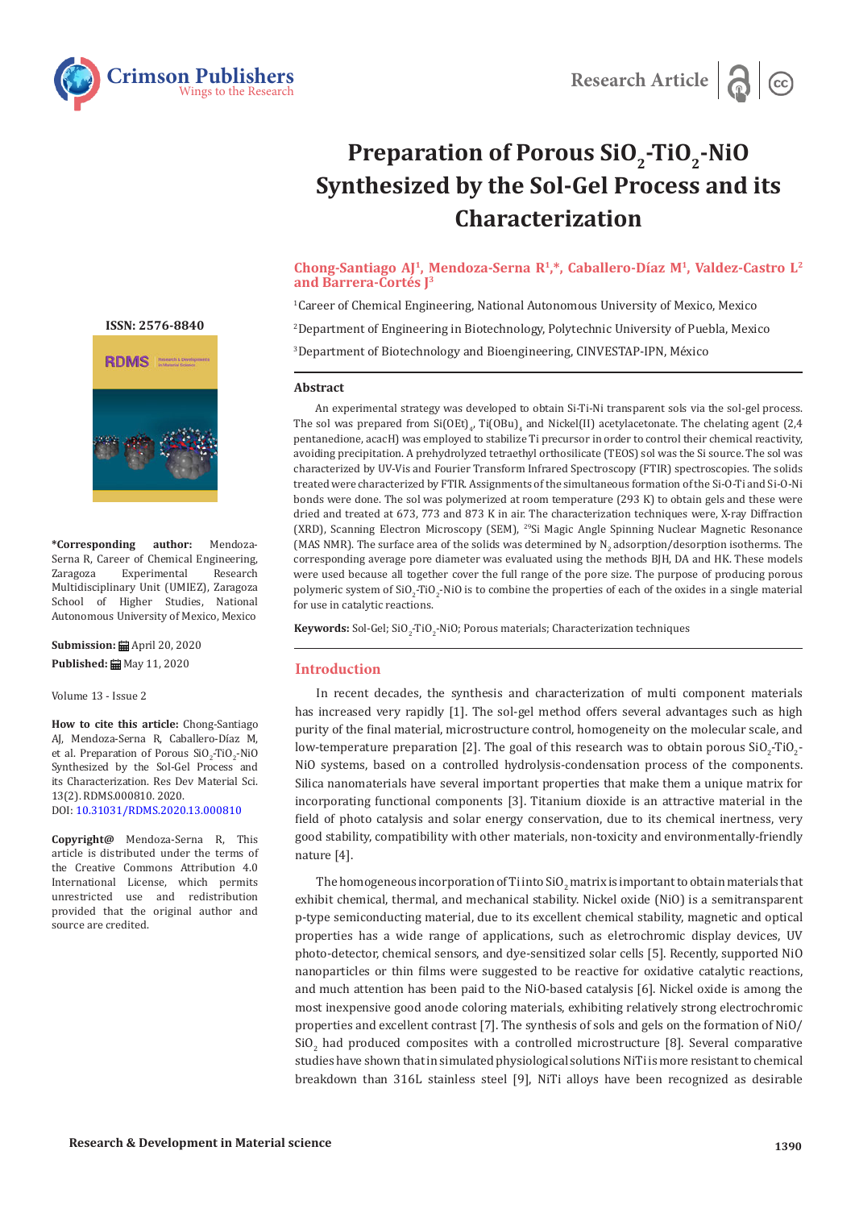Research Article

# Preparation of Porous $SiO_2$-$TiO_2$-NiO Synthesized by the Sol-Gel Process and its Characterization

**Chong-Santiago AJ[1], Mendoza-Serna R[1],*, Caballero-Díaz M[1], Valdez-Castro L[2] and Barrera-Cortés J[3]**

[1]Career of Chemical Engineering, National Autonomous University of Mexico, Mexico

[2]Department of Engineering in Biotechnology, Polytechnic University of Puebla, Mexico

[3]Department of Biotechnology and Bioengineering, CINVESTAP-IPN, México

**ISSN: 2576-8840**

**\*Corresponding author:** Mendoza-Serna R, Career of Chemical Engineering, Zaragoza Experimental Research Multidisciplinary Unit (UMIEZ), Zaragoza School of Higher Studies, National Autonomous University of Mexico, Mexico

**Submission:** April 20, 2020

**Published:** May 11, 2020

Volume 13 - Issue 2

**How to cite this article:** Chong-Santiago AJ, Mendoza-Serna R, Caballero-Díaz M, et al. Preparation of Porous $SiO_2$-$TiO_2$-NiO Synthesized by the Sol-Gel Process and its Characterization. Res Dev Material Sci. 13(2). RDMS.000810. 2020.
DOI: 10.31031/RDMS.2020.13.000810

**Copyright@** Mendoza-Serna R, This article is distributed under the terms of the Creative Commons Attribution 4.0 International License, which permits unrestricted use and redistribution provided that the original author and source are credited.

## Abstract

An experimental strategy was developed to obtain Si-Ti-Ni transparent sols via the sol-gel process. The sol was prepared from $Si(OEt)_4$, $Ti(OBu)_4$ and Nickel(II) acetylacetonate. The chelating agent (2,4 pentanedione, acacH) was employed to stabilize Ti precursor in order to control their chemical reactivity, avoiding precipitation. A prehydrolyzed tetraethyl orthosilicate (TEOS) sol was the Si source. The sol was characterized by UV-Vis and Fourier Transform Infrared Spectroscopy (FTIR) spectroscopies. The solids treated were characterized by FTIR. Assignments of the simultaneous formation of the Si-O-Ti and Si-O-Ni bonds were done. The sol was polymerized at room temperature (293 K) to obtain gels and these were dried and treated at 673, 773 and 873 K in air. The characterization techniques were, X-ray Diffraction (XRD), Scanning Electron Microscopy (SEM), $^{29}$Si Magic Angle Spinning Nuclear Magnetic Resonance (MAS NMR). The surface area of the solids was determined by $N_2$ adsorption/desorption isotherms. The corresponding average pore diameter was evaluated using the methods BJH, DA and HK. These models were used because all together cover the full range of the pore size. The purpose of producing porous polymeric system of $SiO_2$-$TiO_2$-NiO is to combine the properties of each of the oxides in a single material for use in catalytic reactions.

**Keywords:** Sol-Gel; $SiO_2$-$TiO_2$-NiO; Porous materials; Characterization techniques

## Introduction

In recent decades, the synthesis and characterization of multi component materials has increased very rapidly [1]. The sol-gel method offers several advantages such as high purity of the final material, microstructure control, homogeneity on the molecular scale, and low-temperature preparation [2]. The goal of this research was to obtain porous $SiO_2$-$TiO_2$-NiO systems, based on a controlled hydrolysis-condensation process of the components. Silica nanomaterials have several important properties that make them a unique matrix for incorporating functional components [3]. Titanium dioxide is an attractive material in the field of photo catalysis and solar energy conservation, due to its chemical inertness, very good stability, compatibility with other materials, non-toxicity and environmentally-friendly nature [4].

The homogeneous incorporation of Ti into $SiO_2$ matrix is important to obtain materials that exhibit chemical, thermal, and mechanical stability. Nickel oxide (NiO) is a semitransparent p-type semiconducting material, due to its excellent chemical stability, magnetic and optical properties has a wide range of applications, such as eletrochromic display devices, UV photo-detector, chemical sensors, and dye-sensitized solar cells [5]. Recently, supported NiO nanoparticles or thin films were suggested to be reactive for oxidative catalytic reactions, and much attention has been paid to the NiO-based catalysis [6]. Nickel oxide is among the most inexpensive good anode coloring materials, exhibiting relatively strong electrochromic properties and excellent contrast [7]. The synthesis of sols and gels on the formation of NiO/$SiO_2$ had produced composites with a controlled microstructure [8]. Several comparative studies have shown that in simulated physiological solutions NiTi is more resistant to chemical breakdown than 316L stainless steel [9], NiTi alloys have been recognized as desirable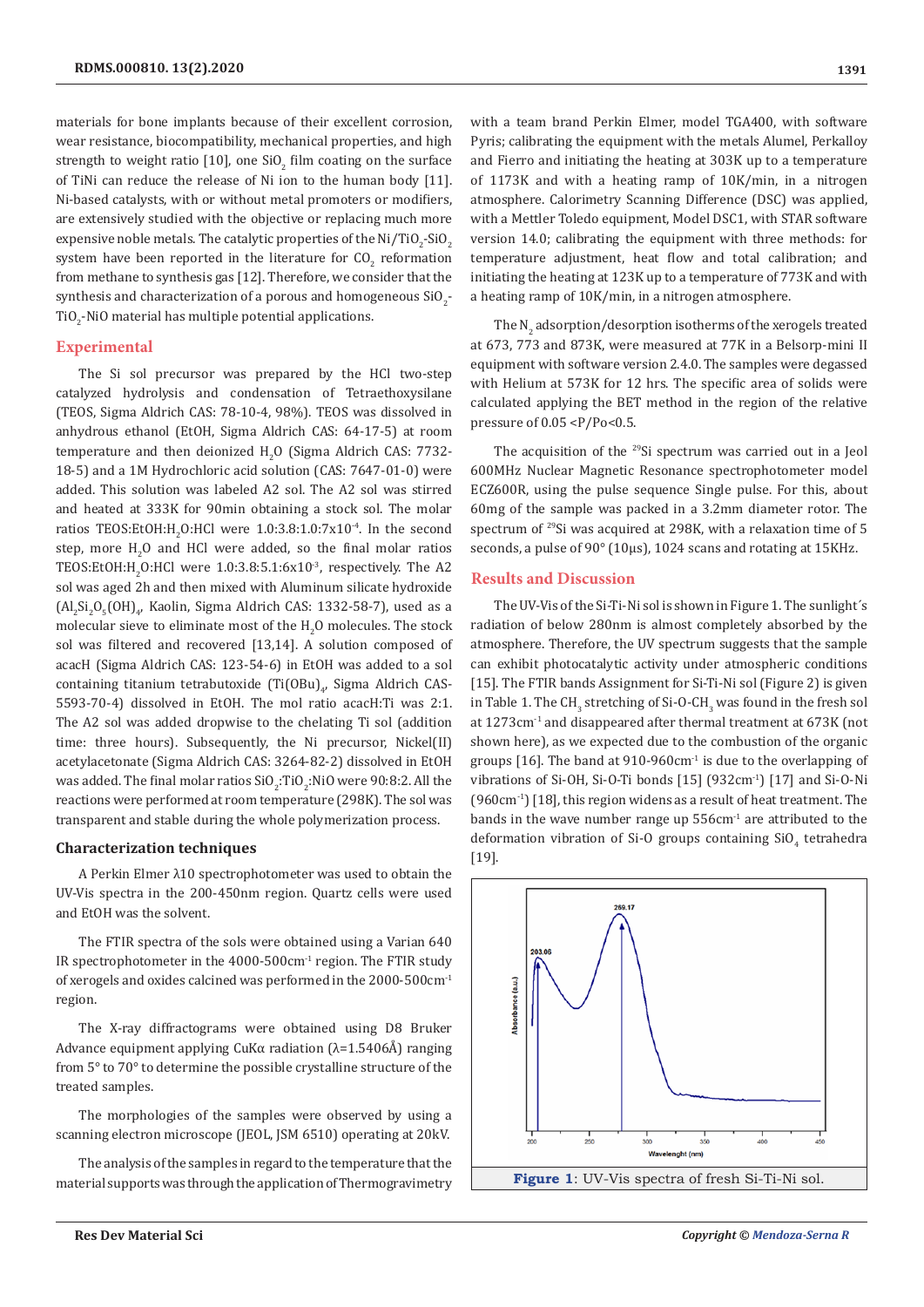materials for bone implants because of their excellent corrosion, wear resistance, biocompatibility, mechanical properties, and high strength to weight ratio [10], one $SiO_2$ film coating on the surface of TiNi can reduce the release of Ni ion to the human body [11]. Ni-based catalysts, with or without metal promoters or modifiers, are extensively studied with the objective or replacing much more expensive noble metals. The catalytic properties of the $Ni/TiO_2$-$SiO_2$ system have been reported in the literature for $CO_2$ reformation from methane to synthesis gas [12]. Therefore, we consider that the synthesis and characterization of a porous and homogeneous $SiO_2$-$TiO_2$-NiO material has multiple potential applications.

## Experimental

The Si sol precursor was prepared by the HCl two-step catalyzed hydrolysis and condensation of Tetraethoxysilane (TEOS, Sigma Aldrich CAS: 78-10-4, 98%). TEOS was dissolved in anhydrous ethanol (EtOH, Sigma Aldrich CAS: 64-17-5) at room temperature and then deionized $H_2O$ (Sigma Aldrich CAS: 7732-18-5) and a 1M Hydrochloric acid solution (CAS: 7647-01-0) were added. This solution was labeled A2 sol. The A2 sol was stirred and heated at 333K for 90min obtaining a stock sol. The molar ratios TEOS:EtOH:$H_2O$:HCl were 1.0:3.8:1.0:$7x10^{-4}$. In the second step, more $H_2O$ and HCl were added, so the final molar ratios TEOS:EtOH:$H_2O$:HCl were 1.0:3.8:5.1:$6x10^{-3}$, respectively. The A2 sol was aged 2h and then mixed with Aluminum silicate hydroxide ($Al_2Si_2O_5(OH)_4$, Kaolin, Sigma Aldrich CAS: 1332-58-7), used as a molecular sieve to eliminate most of the $H_2O$ molecules. The stock sol was filtered and recovered [13,14]. A solution composed of acacH (Sigma Aldrich CAS: 123-54-6) in EtOH was added to a sol containing titanium tetrabutoxide ($Ti(OBu)_4$, Sigma Aldrich CAS-5593-70-4) dissolved in EtOH. The mol ratio acacH:Ti was 2:1. The A2 sol was added dropwise to the chelating Ti sol (addition time: three hours). Subsequently, the Ni precursor, Nickel(II) acetylacetonate (Sigma Aldrich CAS: 3264-82-2) dissolved in EtOH was added. The final molar ratios $SiO_2$:$TiO_2$:NiO were 90:8:2. All the reactions were performed at room temperature (298K). The sol was transparent and stable during the whole polymerization process.

### Characterization techniques

A Perkin Elmer λ10 spectrophotometer was used to obtain the UV-Vis spectra in the 200-450nm region. Quartz cells were used and EtOH was the solvent.

The FTIR spectra of the sols were obtained using a Varian 640 IR spectrophotometer in the 4000-500cm$^{-1}$ region. The FTIR study of xerogels and oxides calcined was performed in the 2000-500cm$^{-1}$ region.

The X-ray diffractograms were obtained using D8 Bruker Advance equipment applying CuKα radiation (λ=1.5406Å) ranging from 5° to 70° to determine the possible crystalline structure of the treated samples.

The morphologies of the samples were observed by using a scanning electron microscope (JEOL, JSM 6510) operating at 20kV.

The analysis of the samples in regard to the temperature that the material supports was through the application of Thermogravimetry with a team brand Perkin Elmer, model TGA400, with software Pyris; calibrating the equipment with the metals Alumel, Perkalloy and Fierro and initiating the heating at 303K up to a temperature of 1173K and with a heating ramp of 10K/min, in a nitrogen atmosphere. Calorimetry Scanning Difference (DSC) was applied, with a Mettler Toledo equipment, Model DSC1, with STAR software version 14.0; calibrating the equipment with three methods: for temperature adjustment, heat flow and total calibration; and initiating the heating at 123K up to a temperature of 773K and with a heating ramp of 10K/min, in a nitrogen atmosphere.

The $N_2$ adsorption/desorption isotherms of the xerogels treated at 673, 773 and 873K, were measured at 77K in a Belsorp-mini II equipment with software version 2.4.0. The samples were degassed with Helium at 573K for 12 hrs. The specific area of solids were calculated applying the BET method in the region of the relative pressure of 0.05 <P/Po<0.5.

The acquisition of the $^{29}Si$ spectrum was carried out in a Jeol 600MHz Nuclear Magnetic Resonance spectrophotometer model ECZ600R, using the pulse sequence Single pulse. For this, about 60mg of the sample was packed in a 3.2mm diameter rotor. The spectrum of $^{29}Si$ was acquired at 298K, with a relaxation time of 5 seconds, a pulse of 90° (10μs), 1024 scans and rotating at 15KHz.

## Results and Discussion

The UV-Vis of the Si-Ti-Ni sol is shown in Figure 1. The sunlight´s radiation of below 280nm is almost completely absorbed by the atmosphere. Therefore, the UV spectrum suggests that the sample can exhibit photocatalytic activity under atmospheric conditions [15]. The FTIR bands Assignment for Si-Ti-Ni sol (Figure 2) is given in Table 1. The $CH_3$ stretching of Si-O-$CH_3$ was found in the fresh sol at 1273cm$^{-1}$ and disappeared after thermal treatment at 673K (not shown here), as we expected due to the combustion of the organic groups [16]. The band at 910-960cm$^{-1}$ is due to the overlapping of vibrations of Si-OH, Si-O-Ti bonds [15] (932cm$^{-1}$) [17] and Si-O-Ni (960cm$^{-1}$) [18], this region widens as a result of heat treatment. The bands in the wave number range up 556cm$^{-1}$ are attributed to the deformation vibration of Si-O groups containing $SiO_4$ tetrahedra [19].

269.17
203.06
Absorbance (a.u.)
200 250 300 350 400 450
Wavelenght (nm)

**Figure 1**: UV-Vis spectra of fresh Si-Ti-Ni sol.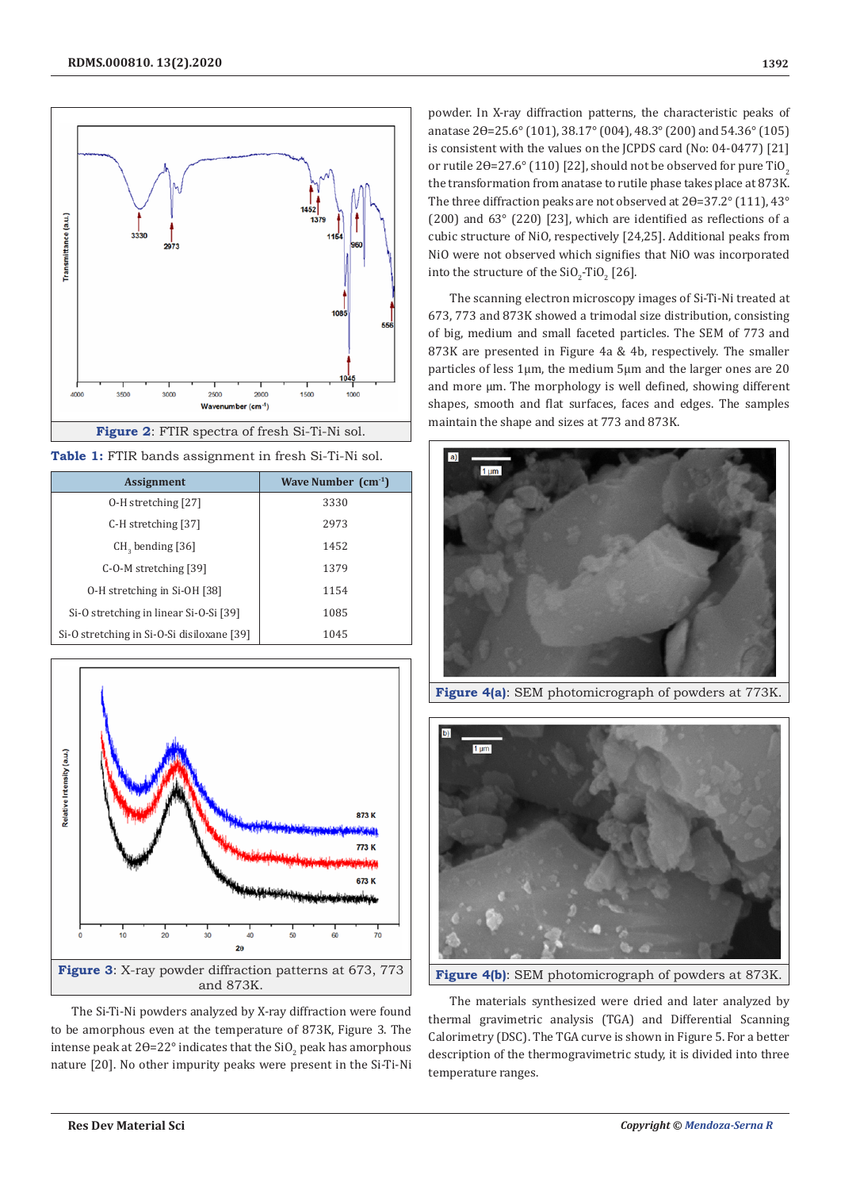Figure 2: FTIR spectra of fresh Si-Ti-Ni sol.

Table 1: FTIR bands assignment in fresh Si-Ti-Ni sol.

| Assignment | Wave Number (cm$^{-1}$) |
|---|---|
| O-H stretching [27] | 3330 |
| C-H stretching [37] | 2973 |
| $CH_3$ bending [36] | 1452 |
| C-O-M stretching [39] | 1379 |
| O-H stretching in Si-OH [38] | 1154 |
| Si-O stretching in linear Si-O-Si [39] | 1085 |
| Si-O stretching in Si-O-Si disiloxane [39] | 1045 |

Figure 3: X-ray powder diffraction patterns at 673, 773 and 873K.

The Si-Ti-Ni powders analyzed by X-ray diffraction were found to be amorphous even at the temperature of 873K, Figure 3. The intense peak at 2θ=22° indicates that the $SiO_2$ peak has amorphous nature [20]. No other impurity peaks were present in the Si-Ti-Ni powder. In X-ray diffraction patterns, the characteristic peaks of anatase 2θ=25.6° (101), 38.17° (004), 48.3° (200) and 54.36° (105) is consistent with the values on the JCPDS card (No: 04-0477) [21] or rutile 2θ=27.6° (110) [22], should not be observed for pure $TiO_2$ the transformation from anatase to rutile phase takes place at 873K. The three diffraction peaks are not observed at 2θ=37.2° (111), 43° (200) and 63° (220) [23], which are identified as reflections of a cubic structure of NiO, respectively [24,25]. Additional peaks from NiO were not observed which signifies that NiO was incorporated into the structure of the $SiO_2$-$TiO_2$ [26].

The scanning electron microscopy images of Si-Ti-Ni treated at 673, 773 and 873K showed a trimodal size distribution, consisting of big, medium and small faceted particles. The SEM of 773 and 873K are presented in Figure 4a & 4b, respectively. The smaller particles of less 1µm, the medium 5µm and the larger ones are 20 and more µm. The morphology is well defined, showing different shapes, smooth and flat surfaces, faces and edges. The samples maintain the shape and sizes at 773 and 873K.

Figure 4(a): SEM photomicrograph of powders at 773K.

Figure 4(b): SEM photomicrograph of powders at 873K.

The materials synthesized were dried and later analyzed by thermal gravimetric analysis (TGA) and Differential Scanning Calorimetry (DSC). The TGA curve is shown in Figure 5. For a better description of the thermogravimetric study, it is divided into three temperature ranges.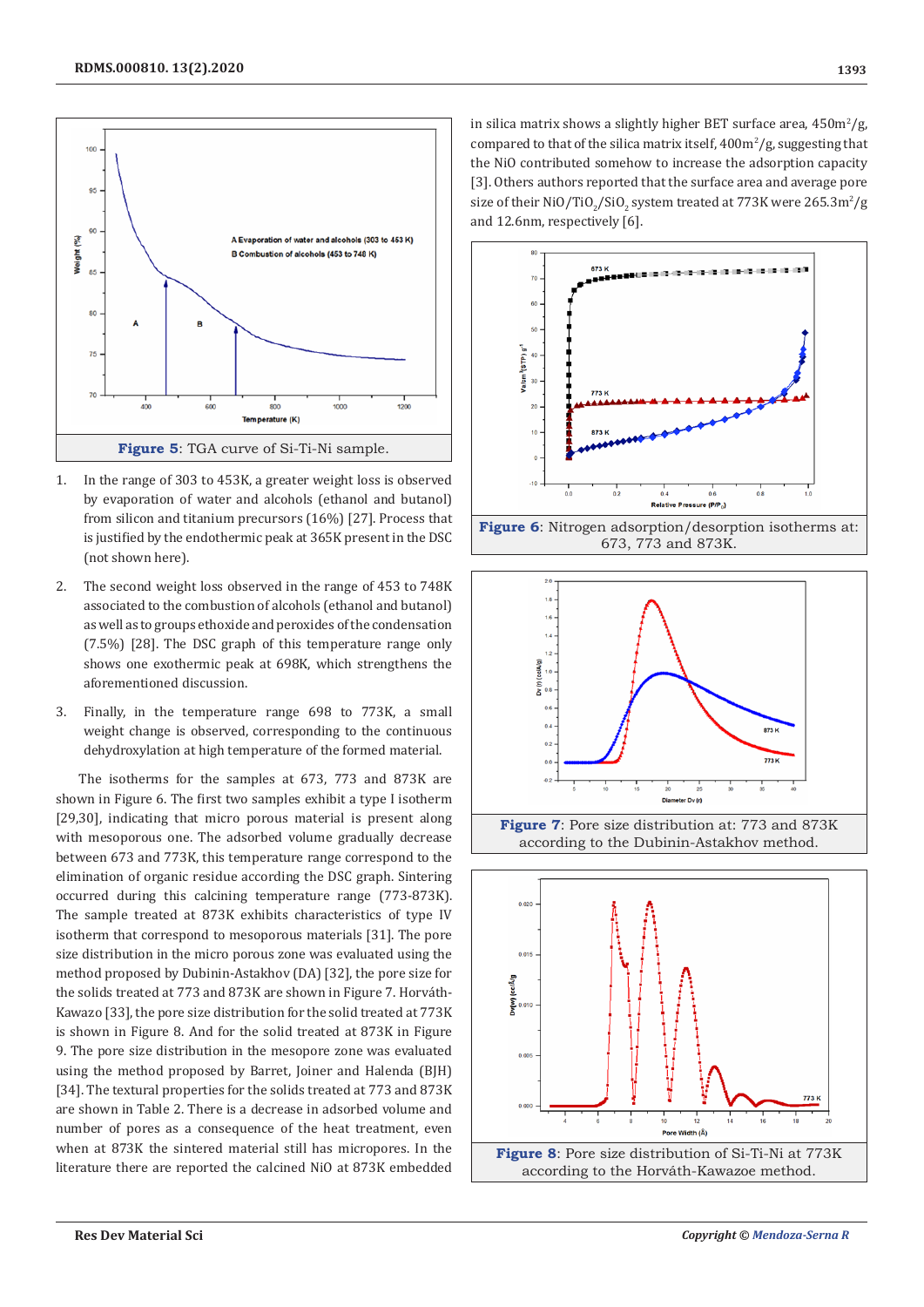100
95
90
85
80
75
70
Weight (%)
A Evaporation of water and alcohols (303 to 453 K)
B Combustion of alcohols (453 to 748 K)
A
B
400
600
800
1000
1200
Temperature (K)

**Figure 5**: TGA curve of Si-Ti-Ni sample.

1. In the range of 303 to 453K, a greater weight loss is observed by evaporation of water and alcohols (ethanol and butanol) from silicon and titanium precursors (16%) [27]. Process that is justified by the endothermic peak at 365K present in the DSC (not shown here).

2. The second weight loss observed in the range of 453 to 748K associated to the combustion of alcohols (ethanol and butanol) as well as to groups ethoxide and peroxides of the condensation (7.5%) [28]. The DSC graph of this temperature range only shows one exothermic peak at 698K, which strengthens the aforementioned discussion.

3. Finally, in the temperature range 698 to 773K, a small weight change is observed, corresponding to the continuous dehydroxylation at high temperature of the formed material.

The isotherms for the samples at 673, 773 and 873K are shown in Figure 6. The first two samples exhibit a type I isotherm [29,30], indicating that micro porous material is present along with mesoporous one. The adsorbed volume gradually decrease between 673 and 773K, this temperature range correspond to the elimination of organic residue according the DSC graph. Sintering occurred during this calcining temperature range (773-873K). The sample treated at 873K exhibits characteristics of type IV isotherm that correspond to mesoporous materials [31]. The pore size distribution in the micro porous zone was evaluated using the method proposed by Dubinin-Astakhov (DA) [32], the pore size for the solids treated at 773 and 873K are shown in Figure 7. Horváth-Kawazo [33], the pore size distribution for the solid treated at 773K is shown in Figure 8. And for the solid treated at 873K in Figure 9. The pore size distribution in the mesopore zone was evaluated using the method proposed by Barret, Joiner and Halenda (BJH) [34]. The textural properties for the solids treated at 773 and 873K are shown in Table 2. There is a decrease in adsorbed volume and number of pores as a consequence of the heat treatment, even when at 873K the sintered material still has micropores. In the literature there are reported the calcined NiO at 873K embedded in silica matrix shows a slightly higher BET surface area, 450m$^2$/g, compared to that of the silica matrix itself, 400m$^2$/g, suggesting that the NiO contributed somehow to increase the adsorption capacity [3]. Others authors reported that the surface area and average pore size of their NiO/$TiO_2$/$SiO_2$ system treated at 773K were 265.3m$^2$/g and 12.6nm, respectively [6].

80
70
60
50
40
30
20
10
0
-10
Va/cm$^3$(STP) g$^{-1}$
673 K
773 K
873 K
0.0
0.2
0.4
0.6
0.8
1.0
Relative Pressure (P/P$_0$)

**Figure 6**: Nitrogen adsorption/desorption isotherms at: 673, 773 and 873K.

2.0
1.8
1.6
1.4
1.2
1.0
0.8
0.6
0.4
0.2
0.0
-0.2
Dv (r) (cc/Å/g)
873 K
773 K
5
10
15
20
25
30
35
40
Diameter Dv (r)

**Figure 7**: Pore size distribution at: 773 and 873K according to the Dubinin-Astakhov method.

0.020
0.015
0.010
0.005
0.000
Dv(w) (cc/Å/g)
773 K
4
6
8
10
12
14
16
18
20
Pore Width (Å)

**Figure 8**: Pore size distribution of Si-Ti-Ni at 773K according to the Horváth-Kawazoe method.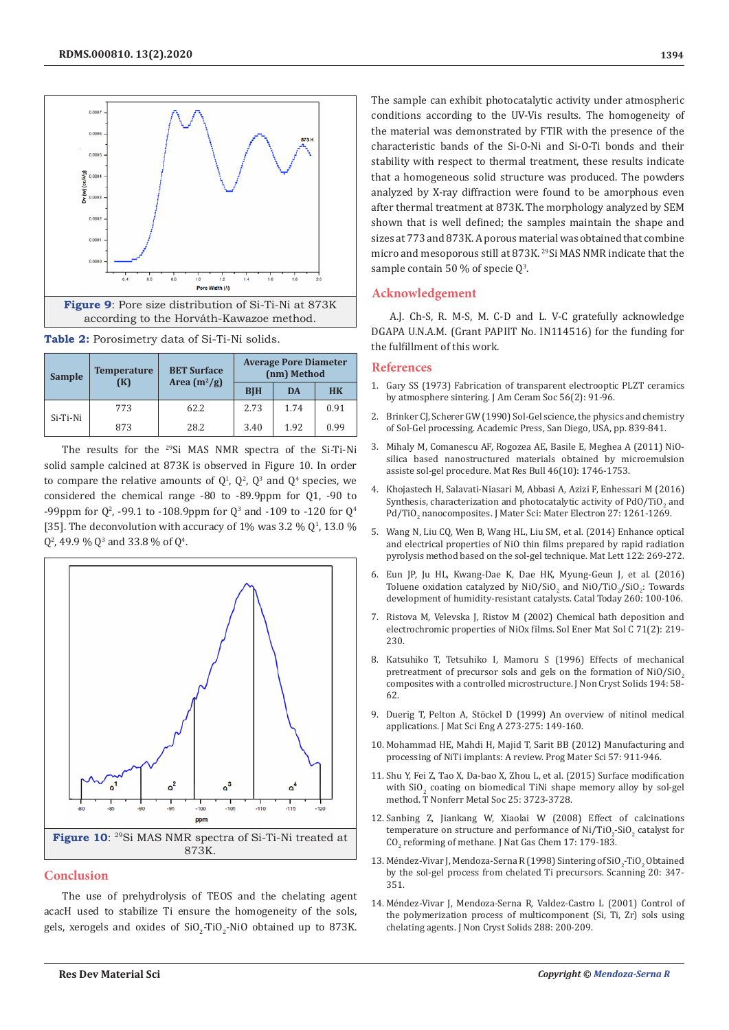0.0007
0.0006
0.0005
0.0004
0.0003
0.0002
0.0001
0.0000
Dv (w) (cc/Å/g)
873 K
0.4 0.6 0.8 1.0 1.2 1.4 1.6 1.8 2.0
Pore Width (Å)

**Figure 9**: Pore size distribution of Si-Ti-Ni at 873K according to the Horváth-Kawazoe method.

**Table 2:** Porosimetry data of Si-Ti-Ni solids.

| Sample | Temperature (K) | BET Surface Area ($m^2/g$) | Average Pore Diameter (nm) Method | | |
|---|---|---|---|---|---|
| | | | BJH | DA | HK |
| Si-Ti-Ni | 773 | 62.2 | 2.73 | 1.74 | 0.91 |
| | 873 | 28.2 | 3.40 | 1.92 | 0.99 |

The results for the $^{29}$Si MAS NMR spectra of the Si-Ti-Ni solid sample calcined at 873K is observed in Figure 10. In order to compare the relative amounts of $Q^1$, $Q^2$, $Q^3$ and $Q^4$ species, we considered the chemical range -80 to -89.9ppm for Q1, -90 to -99ppm for $Q^2$, -99.1 to -108.9ppm for $Q^3$ and -109 to -120 for $Q^4$ [35]. The deconvolution with accuracy of 1% was 3.2 % $Q^1$, 13.0 % $Q^2$, 49.9 % $Q^3$ and 33.8 % of $Q^4$.

$Q^1$ $Q^2$ $Q^3$ $Q^4$
-80 -85 -90 -95 -100 -105 -110 -115 -120
ppm

**Figure 10**: $^{29}$Si MAS NMR spectra of Si-Ti-Ni treated at 873K.

## Conclusion

The use of prehydrolysis of TEOS and the chelating agent acacH used to stabilize Ti ensure the homogeneity of the sols, gels, xerogels and oxides of $SiO_2$-$TiO_2$-NiO obtained up to 873K. The sample can exhibit photocatalytic activity under atmospheric conditions according to the UV-Vis results. The homogeneity of the material was demonstrated by FTIR with the presence of the characteristic bands of the Si-O-Ni and Si-O-Ti bonds and their stability with respect to thermal treatment, these results indicate that a homogeneous solid structure was produced. The powders analyzed by X-ray diffraction were found to be amorphous even after thermal treatment at 873K. The morphology analyzed by SEM shown that is well defined; the samples maintain the shape and sizes at 773 and 873K. A porous material was obtained that combine micro and mesoporous still at 873K. $^{29}$Si MAS NMR indicate that the sample contain 50 % of specie $Q^3$.

## Acknowledgement

A.J. Ch-S, R. M-S, M. C-D and L. V-C gratefully acknowledge DGAPA U.N.A.M. (Grant PAPIIT No. IN114516) for the funding for the fulfillment of this work.

## References

1. Gary SS (1973) Fabrication of transparent electrooptic PLZT ceramics by atmosphere sintering. J Am Ceram Soc 56(2): 91-96.
2. Brinker CJ, Scherer GW (1990) Sol-Gel science, the physics and chemistry of Sol-Gel processing. Academic Press, San Diego, USA, pp. 839-841.
3. Mihaly M, Comanescu AF, Rogozea AE, Basile E, Meghea A (2011) NiO-silica based nanostructured materials obtained by microemulsion assiste sol-gel procedure. Mat Res Bull 46(10): 1746-1753.
4. Khojastech H, Salavati-Niasari M, Abbasi A, Azizi F, Enhessari M (2016) Synthesis, characterization and photocatalytic activity of PdO/$TiO_2$ and Pd/$TiO_2$ nanocomposites. J Mater Sci: Mater Electron 27: 1261-1269.
5. Wang N, Liu CQ, Wen B, Wang HL, Liu SM, et al. (2014) Enhance optical and electrical properties of NiO thin films prepared by rapid radiation pyrolysis method based on the sol-gel technique. Mat Lett 122: 269-272.
6. Eun JP, Ju HL, Kwang-Dae K, Dae HK, Myung-Geun J, et al. (2016) Toluene oxidation catalyzed by NiO/$SiO_2$ and NiO/$TiO_2$/$SiO_2$: Towards development of humidity-resistant catalysts. Catal Today 260: 100-106.
7. Ristova M, Velevska J, Ristov M (2002) Chemical bath deposition and electrochromic properties of NiOx films. Sol Ener Mat Sol C 71(2): 219-230.
8. Katsuhiko T, Tetsuhiko I, Mamoru S (1996) Effects of mechanical pretreatment of precursor sols and gels on the formation of NiO/$SiO_2$ composites with a controlled microstructure. J Non Cryst Solids 194: 58-62.
9. Duerig T, Pelton A, Stöckel D (1999) An overview of nitinol medical applications. J Mat Sci Eng A 273-275: 149-160.
10. Mohammad HE, Mahdi H, Majid T, Sarit BB (2012) Manufacturing and processing of NiTi implants: A review. Prog Mater Sci 57: 911-946.
11. Shu Y, Fei Z, Tao X, Da-bao X, Zhou L, et al. (2015) Surface modification with $SiO_2$ coating on biomedical TiNi shape memory alloy by sol-gel method. T Nonferr Metal Soc 25: 3723-3728.
12. Sanbing Z, Jiankang W, Xiaolai W (2008) Effect of calcinations temperature on structure and performance of Ni/$TiO_2$-$SiO_2$ catalyst for $CO_2$ reforming of methane. J Nat Gas Chem 17: 179-183.
13. Méndez-Vivar J, Mendoza-Serna R (1998) Sintering of $SiO_2$-$TiO_2$ Obtained by the sol-gel process from chelated Ti precursors. Scanning 20: 347-351.
14. Méndez-Vivar J, Mendoza-Serna R, Valdez-Castro L (2001) Control of the polymerization process of multicomponent (Si, Ti, Zr) sols using chelating agents. J Non Cryst Solids 288: 200-209.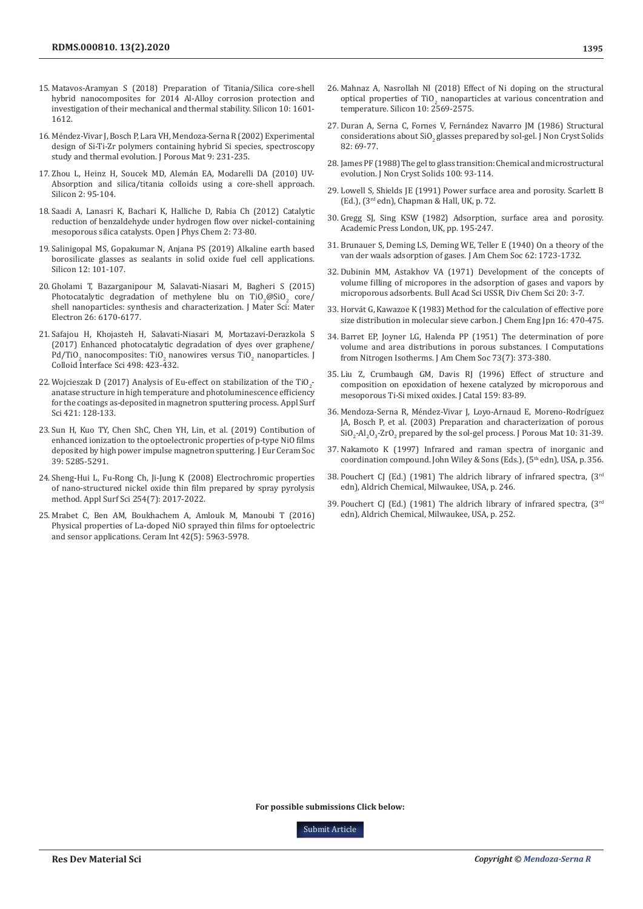15. Matavos-Aramyan S (2018) Preparation of Titania/Silica core-shell hybrid nanocomposites for 2014 Al-Alloy corrosion protection and investigation of their mechanical and thermal stability. Silicon 10: 1601-1612.
16. Méndez-Vivar J, Bosch P, Lara VH, Mendoza-Serna R (2002) Experimental design of Si-Ti-Zr polymers containing hybrid Si species, spectroscopy study and thermal evolution. J Porous Mat 9: 231-235.
17. Zhou L, Heinz H, Soucek MD, Alemán EA, Modarelli DA (2010) UV-Absorption and silica/titania colloids using a core-shell approach. Silicon 2: 95-104.
18. Saadi A, Lanasri K, Bachari K, Halliche D, Rabia Ch (2012) Catalytic reduction of benzaldehyde under hydrogen flow over nickel-containing mesoporous silica catalysts. Open J Phys Chem 2: 73-80.
19. Salinigopal MS, Gopakumar N, Anjana PS (2019) Alkaline earth based borosilicate glasses as sealants in solid oxide fuel cell applications. Silicon 12: 101-107.
20. Gholami T, Bazarganipour M, Salavati-Niasari M, Bagheri S (2015) Photocatalytic degradation of methylene blu on $TiO_2$@$SiO_2$ core/shell nanoparticles: synthesis and characterization. J Mater Sci: Mater Electron 26: 6170-6177.
21. Safajou H, Khojasteh H, Salavati-Niasari M, Mortazavi-Derazkola S (2017) Enhanced photocatalytic degradation of dyes over graphene/Pd/$TiO_2$ nanocomposites: $TiO_2$ nanowires versus $TiO_2$ nanoparticles. J Colloid Interface Sci 498: 423-432.
22. Wojcieszak D (2017) Analysis of Eu-effect on stabilization of the $TiO_2$-anatase structure in high temperature and photoluminescence efficiency for the coatings as-deposited in magnetron sputtering process. Appl Surf Sci 421: 128-133.
23. Sun H, Kuo TY, Chen ShC, Chen YH, Lin, et al. (2019) Contibution of enhanced ionization to the optoelectronic properties of p-type NiO films deposited by high power impulse magnetron sputtering. J Eur Ceram Soc 39: 5285-5291.
24. Sheng-Hui L, Fu-Rong Ch, Ji-Jung K (2008) Electrochromic properties of nano-structured nickel oxide thin film prepared by spray pyrolysis method. Appl Surf Sci 254(7): 2017-2022.
25. Mrabet C, Ben AM, Boukhachem A, Amlouk M, Manoubi T (2016) Physical properties of La-doped NiO sprayed thin films for optoelectric and sensor applications. Ceram Int 42(5): 5963-5978.
26. Mahnaz A, Nasrollah NI (2018) Effect of Ni doping on the structural optical properties of $TiO_2$ nanoparticles at various concentration and temperature. Silicon 10: 2569-2575.
27. Duran A, Serna C, Fornes V, Fernández Navarro JM (1986) Structural considerations about $SiO_2$ glasses prepared by sol-gel. J Non Cryst Solids 82: 69-77.
28. James PF (1988) The gel to glass transition: Chemical and microstructural evolution. J Non Cryst Solids 100: 93-114.
29. Lowell S, Shields JE (1991) Power surface area and porosity. Scarlett B (Ed.), (3rd edn), Chapman & Hall, UK, p. 72.
30. Gregg SJ, Sing KSW (1982) Adsorption, surface area and porosity. Academic Press London, UK, pp. 195-247.
31. Brunauer S, Deming LS, Deming WE, Teller E (1940) On a theory of the van der waals adsorption of gases. J Am Chem Soc 62: 1723-1732.
32. Dubinin MM, Astakhov VA (1971) Development of the concepts of volume filling of micropores in the adsorption of gases and vapors by microporous adsorbents. Bull Acad Sci USSR, Div Chem Sci 20: 3-7.
33. Horvát G, Kawazoe K (1983) Method for the calculation of effective pore size distribution in molecular sieve carbon. J Chem Eng Jpn 16: 470-475.
34. Barret EP, Joyner LG, Halenda PP (1951) The determination of pore volume and area distributions in porous substances. I Computations from Nitrogen Isotherms. J Am Chem Soc 73(7): 373-380.
35. Liu Z, Crumbaugh GM, Davis RJ (1996) Effect of structure and composition on epoxidation of hexene catalyzed by microporous and mesoporous Ti-Si mixed oxides. J Catal 159: 83-89.
36. Mendoza-Serna R, Méndez-Vivar J, Loyo-Arnaud E, Moreno-Rodríguez JA, Bosch P, et al. (2003) Preparation and characterization of porous $SiO_2$-$Al_2O_3$-$ZrO_2$ prepared by the sol-gel process. J Porous Mat 10: 31-39.
37. Nakamoto K (1997) Infrared and raman spectra of inorganic and coordination compound. John Wiley & Sons (Eds.), (5th edn), USA, p. 356.
38. Pouchert CJ (Ed.) (1981) The aldrich library of infrared spectra, (3rd edn), Aldrich Chemical, Milwaukee, USA, p. 246.
39. Pouchert CJ (Ed.) (1981) The aldrich library of infrared spectra, (3rd edn), Aldrich Chemical, Milwaukee, USA, p. 252.

**For possible submissions Click below:**

Submit Article